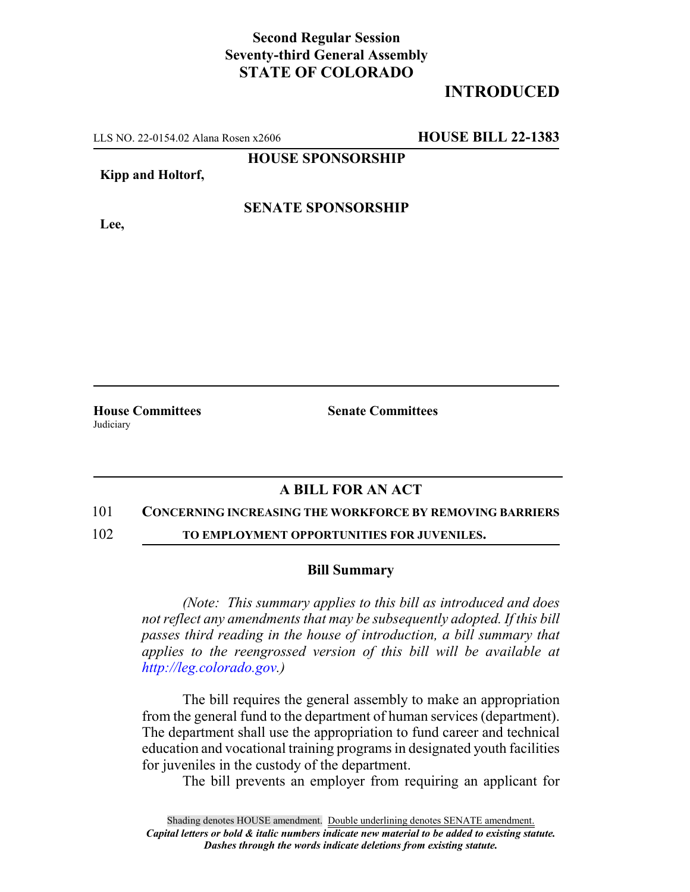**Second Regular Session**
**Seventy-third General Assembly**
**STATE OF COLORADO**

# INTRODUCED

LLS NO. 22-0154.02 Alana Rosen x2606 **HOUSE BILL 22-1383**

**HOUSE SPONSORSHIP**

**Kipp and Holtorf,**

**SENATE SPONSORSHIP**

**Lee,**

**House Committees**
Judiciary

**Senate Committees**

## A BILL FOR AN ACT

101 **CONCERNING INCREASING THE WORKFORCE BY REMOVING BARRIERS**
102 **TO EMPLOYMENT OPPORTUNITIES FOR JUVENILES.**

### Bill Summary

*(Note: This summary applies to this bill as introduced and does not reflect any amendments that may be subsequently adopted. If this bill passes third reading in the house of introduction, a bill summary that applies to the reengrossed version of this bill will be available at http://leg.colorado.gov.)*

The bill requires the general assembly to make an appropriation from the general fund to the department of human services (department). The department shall use the appropriation to fund career and technical education and vocational training programs in designated youth facilities for juveniles in the custody of the department.

The bill prevents an employer from requiring an applicant for

Shading denotes HOUSE amendment. Double underlining denotes SENATE amendment.
*Capital letters or bold & italic numbers indicate new material to be added to existing statute.*
*Dashes through the words indicate deletions from existing statute.*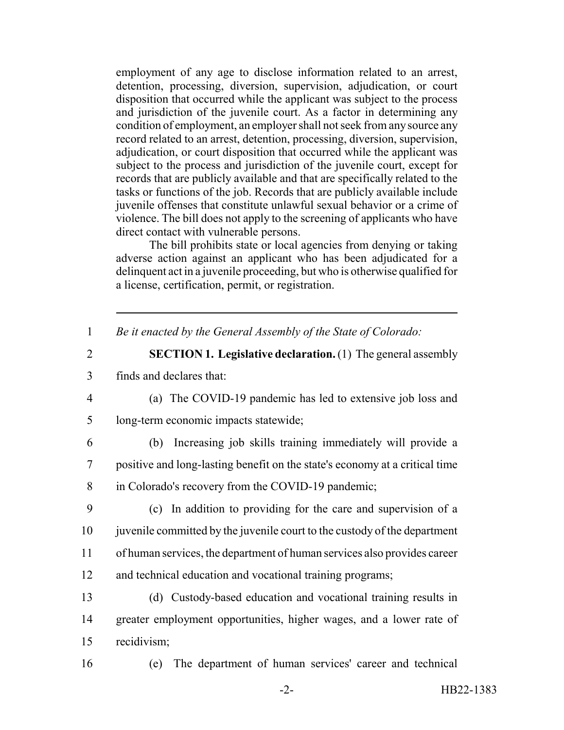employment of any age to disclose information related to an arrest, detention, processing, diversion, supervision, adjudication, or court disposition that occurred while the applicant was subject to the process and jurisdiction of the juvenile court. As a factor in determining any condition of employment, an employer shall not seek from any source any record related to an arrest, detention, processing, diversion, supervision, adjudication, or court disposition that occurred while the applicant was subject to the process and jurisdiction of the juvenile court, except for records that are publicly available and that are specifically related to the tasks or functions of the job. Records that are publicly available include juvenile offenses that constitute unlawful sexual behavior or a crime of violence. The bill does not apply to the screening of applicants who have direct contact with vulnerable persons.

The bill prohibits state or local agencies from denying or taking adverse action against an applicant who has been adjudicated for a delinquent act in a juvenile proceeding, but who is otherwise qualified for a license, certification, permit, or registration.

---

1 *Be it enacted by the General Assembly of the State of Colorado:*

2 **SECTION 1. Legislative declaration.** (1) The general assembly
3 finds and declares that:

4 (a) The COVID-19 pandemic has led to extensive job loss and
5 long-term economic impacts statewide;

6 (b) Increasing job skills training immediately will provide a
7 positive and long-lasting benefit on the state's economy at a critical time
8 in Colorado's recovery from the COVID-19 pandemic;

9 (c) In addition to providing for the care and supervision of a
10 juvenile committed by the juvenile court to the custody of the department
11 of human services, the department of human services also provides career
12 and technical education and vocational training programs;

13 (d) Custody-based education and vocational training results in
14 greater employment opportunities, higher wages, and a lower rate of
15 recidivism;

16 (e) The department of human services' career and technical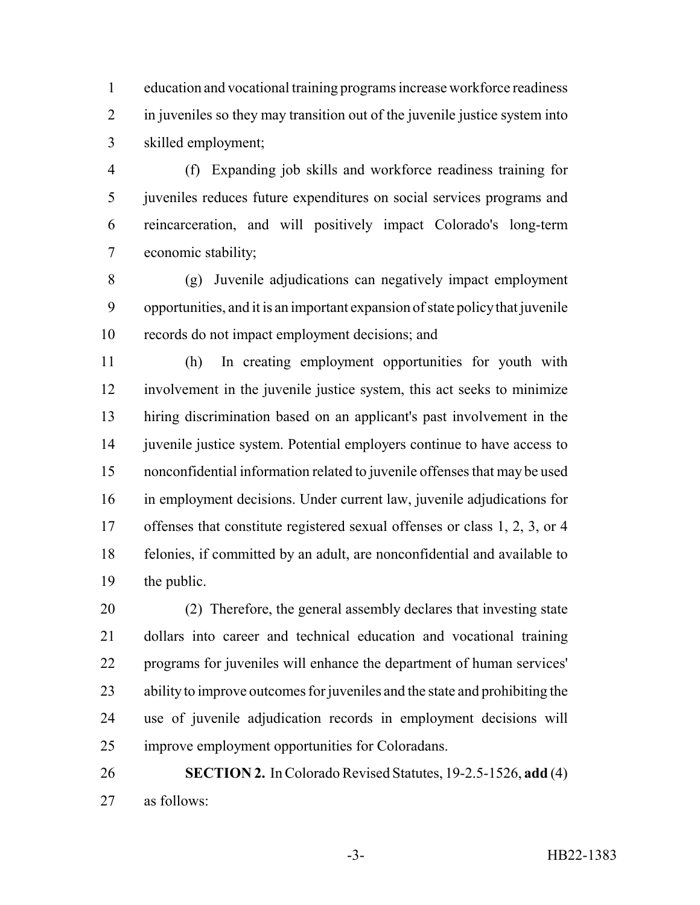education and vocational training programs increase workforce readiness in juveniles so they may transition out of the juvenile justice system into skilled employment;

(f) Expanding job skills and workforce readiness training for juveniles reduces future expenditures on social services programs and reincarceration, and will positively impact Colorado's long-term economic stability;

(g) Juvenile adjudications can negatively impact employment opportunities, and it is an important expansion of state policy that juvenile records do not impact employment decisions; and

(h) In creating employment opportunities for youth with involvement in the juvenile justice system, this act seeks to minimize hiring discrimination based on an applicant's past involvement in the juvenile justice system. Potential employers continue to have access to nonconfidential information related to juvenile offenses that may be used in employment decisions. Under current law, juvenile adjudications for offenses that constitute registered sexual offenses or class 1, 2, 3, or 4 felonies, if committed by an adult, are nonconfidential and available to the public.

(2) Therefore, the general assembly declares that investing state dollars into career and technical education and vocational training programs for juveniles will enhance the department of human services' ability to improve outcomes for juveniles and the state and prohibiting the use of juvenile adjudication records in employment decisions will improve employment opportunities for Coloradans.

**SECTION 2.** In Colorado Revised Statutes, 19-2.5-1526, **add** (4) as follows: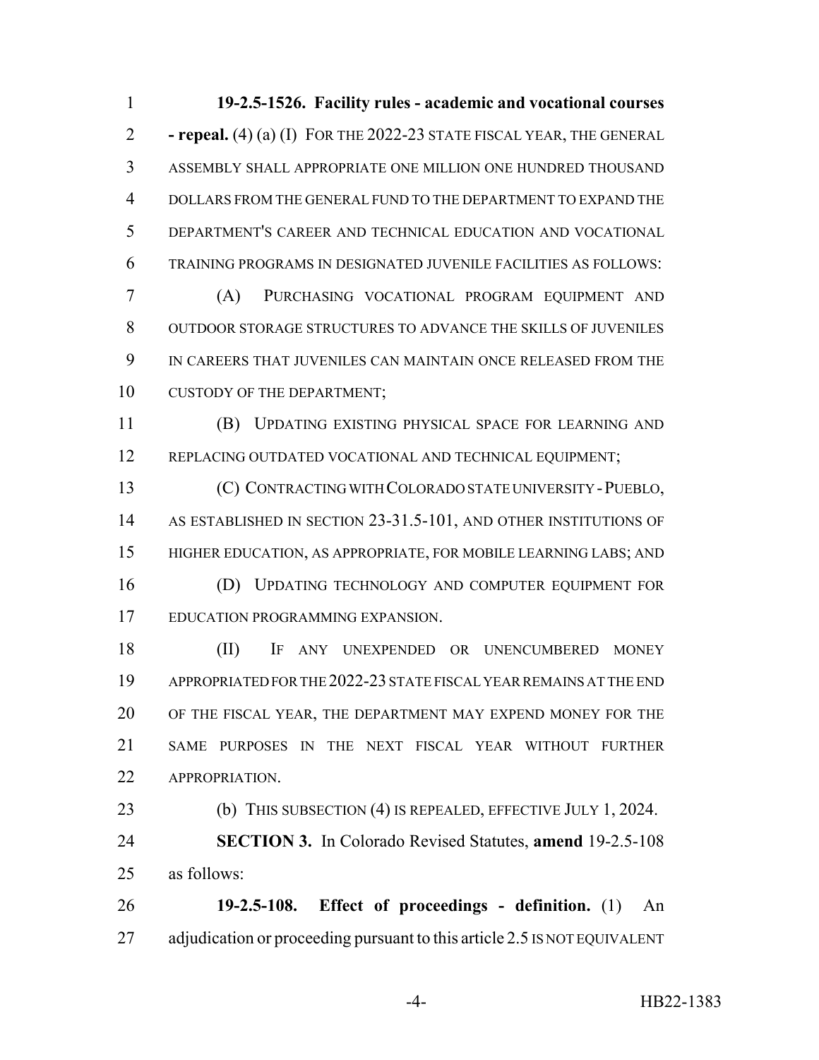**19-2.5-1526. Facility rules - academic and vocational courses - repeal.** (4) (a) (I) FOR THE 2022-23 STATE FISCAL YEAR, THE GENERAL ASSEMBLY SHALL APPROPRIATE ONE MILLION ONE HUNDRED THOUSAND DOLLARS FROM THE GENERAL FUND TO THE DEPARTMENT TO EXPAND THE DEPARTMENT'S CAREER AND TECHNICAL EDUCATION AND VOCATIONAL TRAINING PROGRAMS IN DESIGNATED JUVENILE FACILITIES AS FOLLOWS:

(A) PURCHASING VOCATIONAL PROGRAM EQUIPMENT AND OUTDOOR STORAGE STRUCTURES TO ADVANCE THE SKILLS OF JUVENILES IN CAREERS THAT JUVENILES CAN MAINTAIN ONCE RELEASED FROM THE CUSTODY OF THE DEPARTMENT;

(B) UPDATING EXISTING PHYSICAL SPACE FOR LEARNING AND REPLACING OUTDATED VOCATIONAL AND TECHNICAL EQUIPMENT;

(C) CONTRACTING WITH COLORADO STATE UNIVERSITY - PUEBLO, AS ESTABLISHED IN SECTION 23-31.5-101, AND OTHER INSTITUTIONS OF HIGHER EDUCATION, AS APPROPRIATE, FOR MOBILE LEARNING LABS; AND

(D) UPDATING TECHNOLOGY AND COMPUTER EQUIPMENT FOR EDUCATION PROGRAMMING EXPANSION.

(II) IF ANY UNEXPENDED OR UNENCUMBERED MONEY APPROPRIATED FOR THE 2022-23 STATE FISCAL YEAR REMAINS AT THE END OF THE FISCAL YEAR, THE DEPARTMENT MAY EXPEND MONEY FOR THE SAME PURPOSES IN THE NEXT FISCAL YEAR WITHOUT FURTHER APPROPRIATION.

(b) THIS SUBSECTION (4) IS REPEALED, EFFECTIVE JULY 1, 2024.

**SECTION 3.** In Colorado Revised Statutes, **amend** 19-2.5-108 as follows:

**19-2.5-108. Effect of proceedings - definition.** (1) An adjudication or proceeding pursuant to this article 2.5 IS NOT EQUIVALENT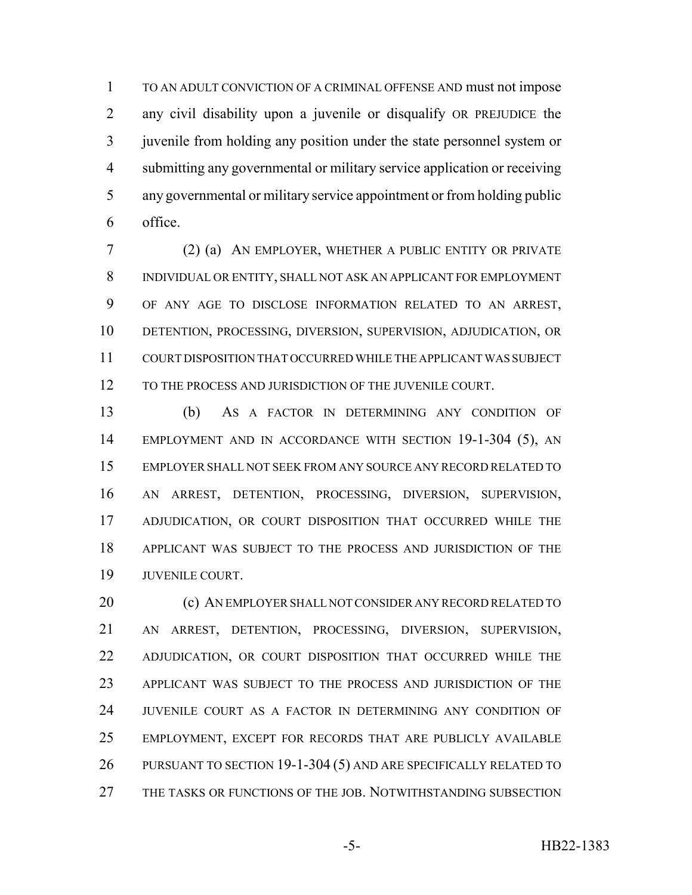TO AN ADULT CONVICTION OF A CRIMINAL OFFENSE AND must not impose any civil disability upon a juvenile or disqualify OR PREJUDICE the juvenile from holding any position under the state personnel system or submitting any governmental or military service application or receiving any governmental or military service appointment or from holding public office.

(2) (a) AN EMPLOYER, WHETHER A PUBLIC ENTITY OR PRIVATE INDIVIDUAL OR ENTITY, SHALL NOT ASK AN APPLICANT FOR EMPLOYMENT OF ANY AGE TO DISCLOSE INFORMATION RELATED TO AN ARREST, DETENTION, PROCESSING, DIVERSION, SUPERVISION, ADJUDICATION, OR COURT DISPOSITION THAT OCCURRED WHILE THE APPLICANT WAS SUBJECT TO THE PROCESS AND JURISDICTION OF THE JUVENILE COURT.

(b) AS A FACTOR IN DETERMINING ANY CONDITION OF EMPLOYMENT AND IN ACCORDANCE WITH SECTION 19-1-304 (5), AN EMPLOYER SHALL NOT SEEK FROM ANY SOURCE ANY RECORD RELATED TO AN ARREST, DETENTION, PROCESSING, DIVERSION, SUPERVISION, ADJUDICATION, OR COURT DISPOSITION THAT OCCURRED WHILE THE APPLICANT WAS SUBJECT TO THE PROCESS AND JURISDICTION OF THE JUVENILE COURT.

(c) AN EMPLOYER SHALL NOT CONSIDER ANY RECORD RELATED TO AN ARREST, DETENTION, PROCESSING, DIVERSION, SUPERVISION, ADJUDICATION, OR COURT DISPOSITION THAT OCCURRED WHILE THE APPLICANT WAS SUBJECT TO THE PROCESS AND JURISDICTION OF THE JUVENILE COURT AS A FACTOR IN DETERMINING ANY CONDITION OF EMPLOYMENT, EXCEPT FOR RECORDS THAT ARE PUBLICLY AVAILABLE PURSUANT TO SECTION 19-1-304 (5) AND ARE SPECIFICALLY RELATED TO THE TASKS OR FUNCTIONS OF THE JOB. NOTWITHSTANDING SUBSECTION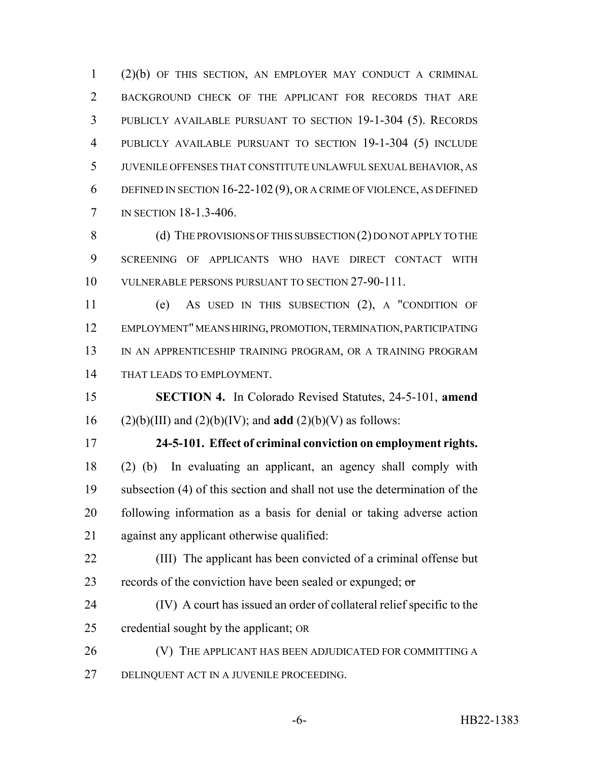(2)(b) OF THIS SECTION, AN EMPLOYER MAY CONDUCT A CRIMINAL BACKGROUND CHECK OF THE APPLICANT FOR RECORDS THAT ARE PUBLICLY AVAILABLE PURSUANT TO SECTION 19-1-304 (5). RECORDS PUBLICLY AVAILABLE PURSUANT TO SECTION 19-1-304 (5) INCLUDE JUVENILE OFFENSES THAT CONSTITUTE UNLAWFUL SEXUAL BEHAVIOR, AS DEFINED IN SECTION 16-22-102 (9), OR A CRIME OF VIOLENCE, AS DEFINED IN SECTION 18-1.3-406.

(d) THE PROVISIONS OF THIS SUBSECTION (2) DO NOT APPLY TO THE SCREENING OF APPLICANTS WHO HAVE DIRECT CONTACT WITH VULNERABLE PERSONS PURSUANT TO SECTION 27-90-111.

(e) AS USED IN THIS SUBSECTION (2), A "CONDITION OF EMPLOYMENT" MEANS HIRING, PROMOTION, TERMINATION, PARTICIPATING IN AN APPRENTICESHIP TRAINING PROGRAM, OR A TRAINING PROGRAM THAT LEADS TO EMPLOYMENT.

**SECTION 4.** In Colorado Revised Statutes, 24-5-101, **amend** (2)(b)(III) and (2)(b)(IV); and **add** (2)(b)(V) as follows:

**24-5-101. Effect of criminal conviction on employment rights.** (2) (b) In evaluating an applicant, an agency shall comply with subsection (4) of this section and shall not use the determination of the following information as a basis for denial or taking adverse action against any applicant otherwise qualified:

(III) The applicant has been convicted of a criminal offense but records of the conviction have been sealed or expunged; ~~or~~

(IV) A court has issued an order of collateral relief specific to the credential sought by the applicant; OR

(V) THE APPLICANT HAS BEEN ADJUDICATED FOR COMMITTING A DELINQUENT ACT IN A JUVENILE PROCEEDING.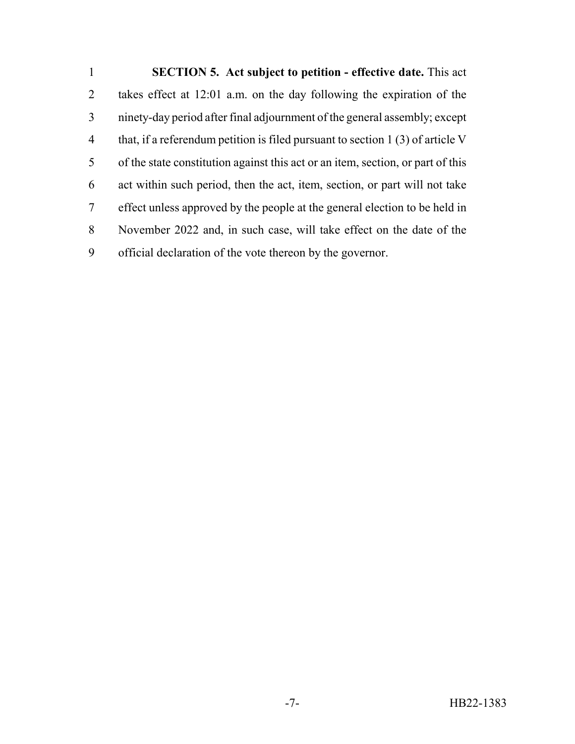**SECTION 5. Act subject to petition - effective date.** This act takes effect at 12:01 a.m. on the day following the expiration of the ninety-day period after final adjournment of the general assembly; except that, if a referendum petition is filed pursuant to section 1 (3) of article V of the state constitution against this act or an item, section, or part of this act within such period, then the act, item, section, or part will not take effect unless approved by the people at the general election to be held in November 2022 and, in such case, will take effect on the date of the official declaration of the vote thereon by the governor.